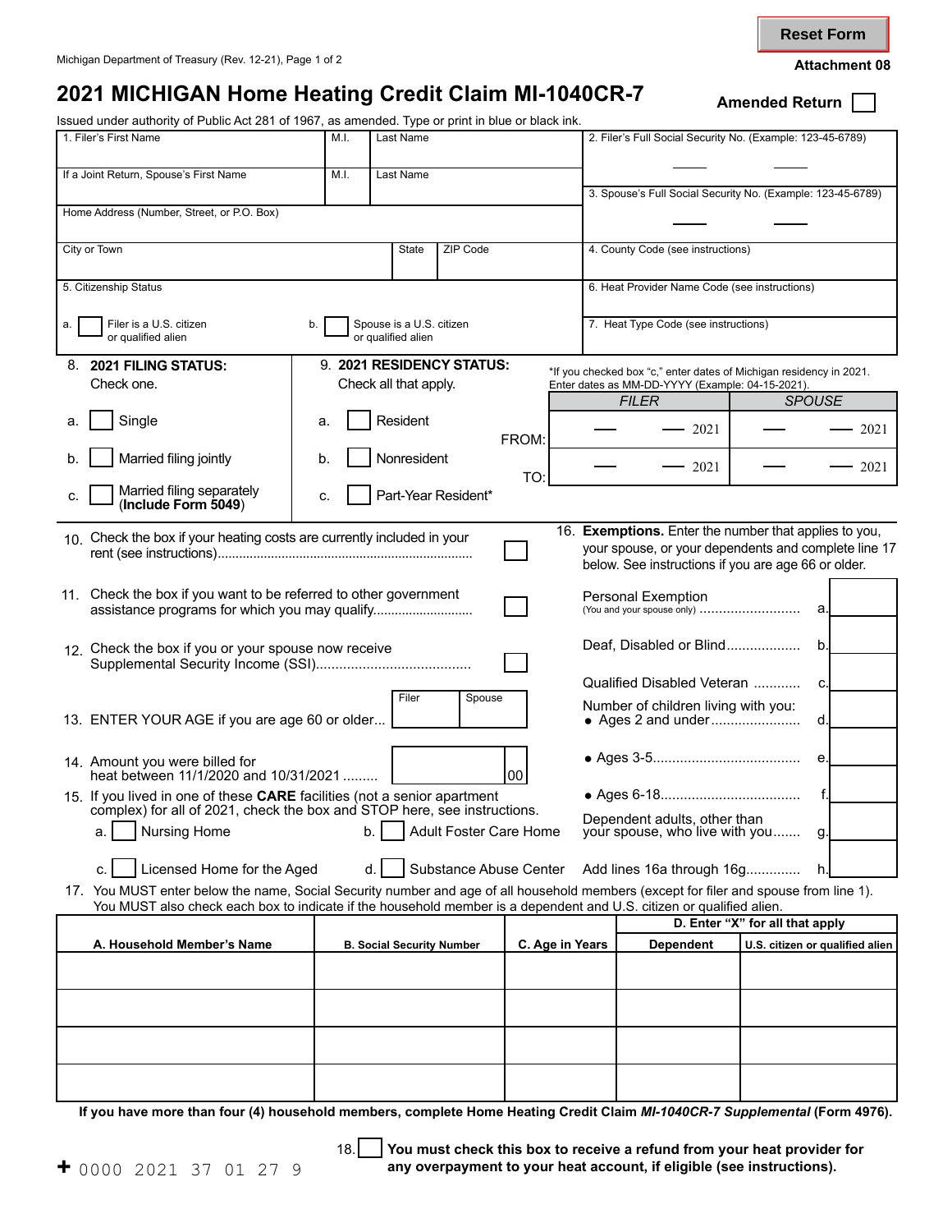Reset Form

Michigan Department of Treasury (Rev. 12-21)

**Attachment 08**

# 2021 MICHIGAN Home Heating Credit Claim MI-1040CR-7

**Amended Return** ☐

Issued under authority of Public Act 281 of 1967, as amended. Type or print in blue or black ink.

| 1. Filer's First Name | M.I. | Last Name | 2. Filer's Full Social Security No. (Example: 123-45-6789) |
|---|---|---|---|
| If a Joint Return, Spouse's First Name | M.I. | Last Name | 3. Spouse's Full Social Security No. (Example: 123-45-6789) |
| Home Address (Number, Street, or P.O. Box) | | | |
| City or Town | State | ZIP Code | 4. County Code (see instructions) |
| 5. Citizenship Status | | | 6. Heat Provider Name Code (see instructions) |
| a. ☐ Filer is a U.S. citizen or qualified alien | b. ☐ Spouse is a U.S. citizen or qualified alien | | 7. Heat Type Code (see instructions) |

**8. 2021 FILING STATUS:** Check one.

- a. ☐ Single
- b. ☐ Married filing jointly
- c. ☐ Married filing separately (**Include Form 5049**)

**9. 2021 RESIDENCY STATUS:** Check all that apply.

- a. ☐ Resident
- b. ☐ Nonresident
- c. ☐ Part-Year Resident*

*If you checked box "c," enter dates of Michigan residency in 2021. Enter dates as MM-DD-YYYY (Example: 04-15-2021).

| | FILER | SPOUSE |
|---|---|---|
| FROM: | ___ ___ 2021 | ___ ___ 2021 |
| TO: | ___ ___ 2021 | ___ ___ 2021 |

10. Check the box if your heating costs are currently included in your rent (see instructions) ☐

11. Check the box if you want to be referred to other government assistance programs for which you may qualify ☐

12. Check the box if you or your spouse now receive Supplemental Security Income (SSI) ☐

13. ENTER YOUR AGE if you are age 60 or older... Filer ____ Spouse ____

14. Amount you were billed for heat between 11/1/2020 and 10/31/2021 ......... ____ .00

15. If you lived in one of these **CARE** facilities (not a senior apartment complex) for all of 2021, check the box and STOP here, see instructions.

- a. ☐ Nursing Home
- b. ☐ Adult Foster Care Home
- c. ☐ Licensed Home for the Aged
- d. ☐ Substance Abuse Center

16. **Exemptions.** Enter the number that applies to you, your spouse, or your dependents and complete line 17 below. See instructions if you are age 66 or older.

| | | |
|---|---|---|
| Personal Exemption (You and your spouse only) | a. | |
| Deaf, Disabled or Blind | b. | |
| Qualified Disabled Veteran | c. | |
| Number of children living with you: • Ages 2 and under | d. | |
| • Ages 3-5 | e. | |
| • Ages 6-18 | f. | |
| Dependent adults, other than your spouse, who live with you | g. | |
| Add lines 16a through 16g | h. | |

17. You MUST enter below the name, Social Security number and age of all household members (except for filer and spouse from line 1). You MUST also check each box to indicate if the household member is a dependent and U.S. citizen or qualified alien.

| A. Household Member's Name | B. Social Security Number | C. Age in Years | D. Enter "X" for all that apply: Dependent | U.S. citizen or qualified alien |
|---|---|---|---|---|
| | | | | |
| | | | | |
| | | | | |
| | | | | |

**If you have more than four (4) household members, complete Home Heating Credit Claim *MI-1040CR-7 Supplemental* (Form 4976).**

18. ☐ **You must check this box to receive a refund from your heat provider for any overpayment to your heat account, if eligible (see instructions).**

+ 0000 2021 37 01 27 9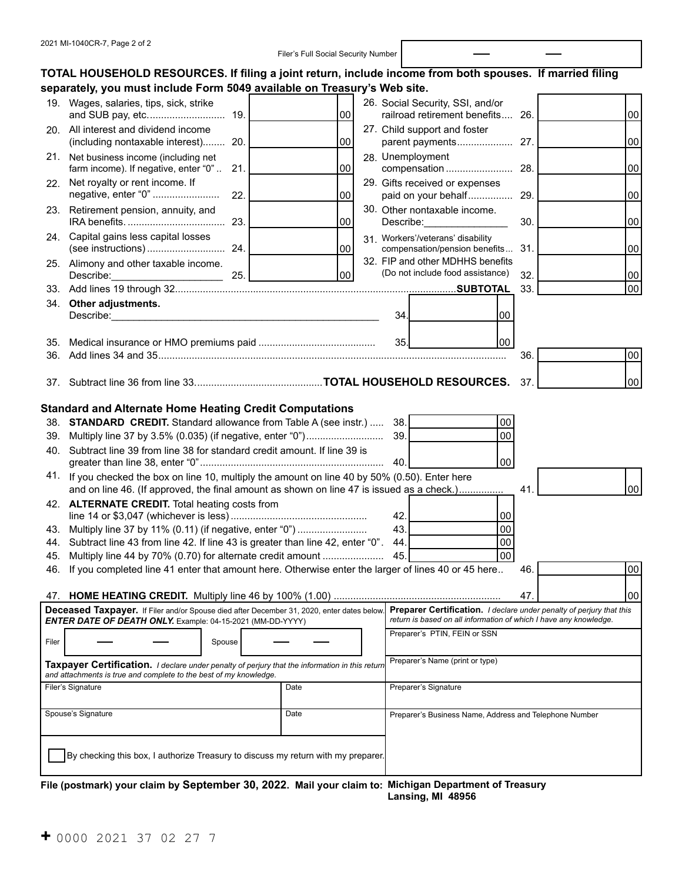2021 MI-1040CR-7, Page 2 of 2

Filer's Full Social Security Number

**TOTAL HOUSEHOLD RESOURCES. If filing a joint return, include income from both spouses. If married filing separately, you must include Form 5049 available on Treasury's Web site.**

| | | | |
|---|---|---|---|
| 19. Wages, salaries, tips, sick, strike and SUB pay, etc. | 19. | | 00 |
| 20. All interest and dividend income (including nontaxable interest) | 20. | | 00 |
| 21. Net business income (including net farm income). If negative, enter "0" | 21. | | 00 |
| 22. Net royalty or rent income. If negative, enter "0" | 22. | | 00 |
| 23. Retirement pension, annuity, and IRA benefits. | 23. | | 00 |
| 24. Capital gains less capital losses (see instructions) | 24. | | 00 |
| 25. Alimony and other taxable income. Describe:____________________ | 25. | | 00 |
| 26. Social Security, SSI, and/or railroad retirement benefits | 26. | | 00 |
| 27. Child support and foster parent payments | 27. | | 00 |
| 28. Unemployment compensation | 28. | | 00 |
| 29. Gifts received or expenses paid on your behalf | 29. | | 00 |
| 30. Other nontaxable income. Describe:_______________ | 30. | | 00 |
| 31. Workers'/veterans' disability compensation/pension benefits | 31. | | 00 |
| 32. FIP and other MDHHS benefits (Do not include food assistance) | 32. | | 00 |
| 33. Add lines 19 through 32 **SUBTOTAL** | 33. | | 00 |
| 34. **Other adjustments.** Describe:_______________________________________________ | 34. | | 00 |
| 35. Medical insurance or HMO premiums paid | 35. | | 00 |
| 36. Add lines 34 and 35 | 36. | | 00 |
| 37. Subtract line 36 from line 33 **TOTAL HOUSEHOLD RESOURCES.** | 37. | | 00 |

### Standard and Alternate Home Heating Credit Computations

| | | | |
|---|---|---|---|
| 38. **STANDARD CREDIT.** Standard allowance from Table A (see instr.) | 38. | | 00 |
| 39. Multiply line 37 by 3.5% (0.035) (if negative, enter "0") | 39. | | 00 |
| 40. Subtract line 39 from line 38 for standard credit amount. If line 39 is greater than line 38, enter "0" | 40. | | 00 |
| 41. If you checked the box on line 10, multiply the amount on line 40 by 50% (0.50). Enter here and on line 46. (If approved, the final amount as shown on line 47 is issued as a check.) | 41. | | 00 |
| 42. **ALTERNATE CREDIT.** Total heating costs from line 14 or $3,047 (whichever is less) | 42. | | 00 |
| 43. Multiply line 37 by 11% (0.11) (if negative, enter "0") | 43. | | 00 |
| 44. Subtract line 43 from line 42. If line 43 is greater than line 42, enter "0". | 44. | | 00 |
| 45. Multiply line 44 by 70% (0.70) for alternate credit amount | 45. | | 00 |
| 46. If you completed line 41 enter that amount here. Otherwise enter the larger of lines 40 or 45 here | 46. | | 00 |
| 47. **HOME HEATING CREDIT.** Multiply line 46 by 100% (1.00) | 47. | | 00 |

**Deceased Taxpayer.** If Filer and/or Spouse died after December 31, 2020, enter dates below. ***ENTER DATE OF DEATH ONLY.*** Example: 04-15-2021 (MM-DD-YYYY)

Filer ____ Spouse ____

**Taxpayer Certification.** *I declare under penalty of perjury that the information in this return and attachments is true and complete to the best of my knowledge.*

| Filer's Signature | Date |
|---|---|
| Spouse's Signature | Date |

☐ By checking this box, I authorize Treasury to discuss my return with my preparer.

**Preparer Certification.** *I declare under penalty of perjury that this return is based on all information of which I have any knowledge.*

Preparer's PTIN, FEIN or SSN

Preparer's Name (print or type)

Preparer's Signature

Preparer's Business Name, Address and Telephone Number

**File (postmark) your claim by September 30, 2022. Mail your claim to: Michigan Department of Treasury Lansing, MI 48956**

+ 0000 2021 37 02 27 7